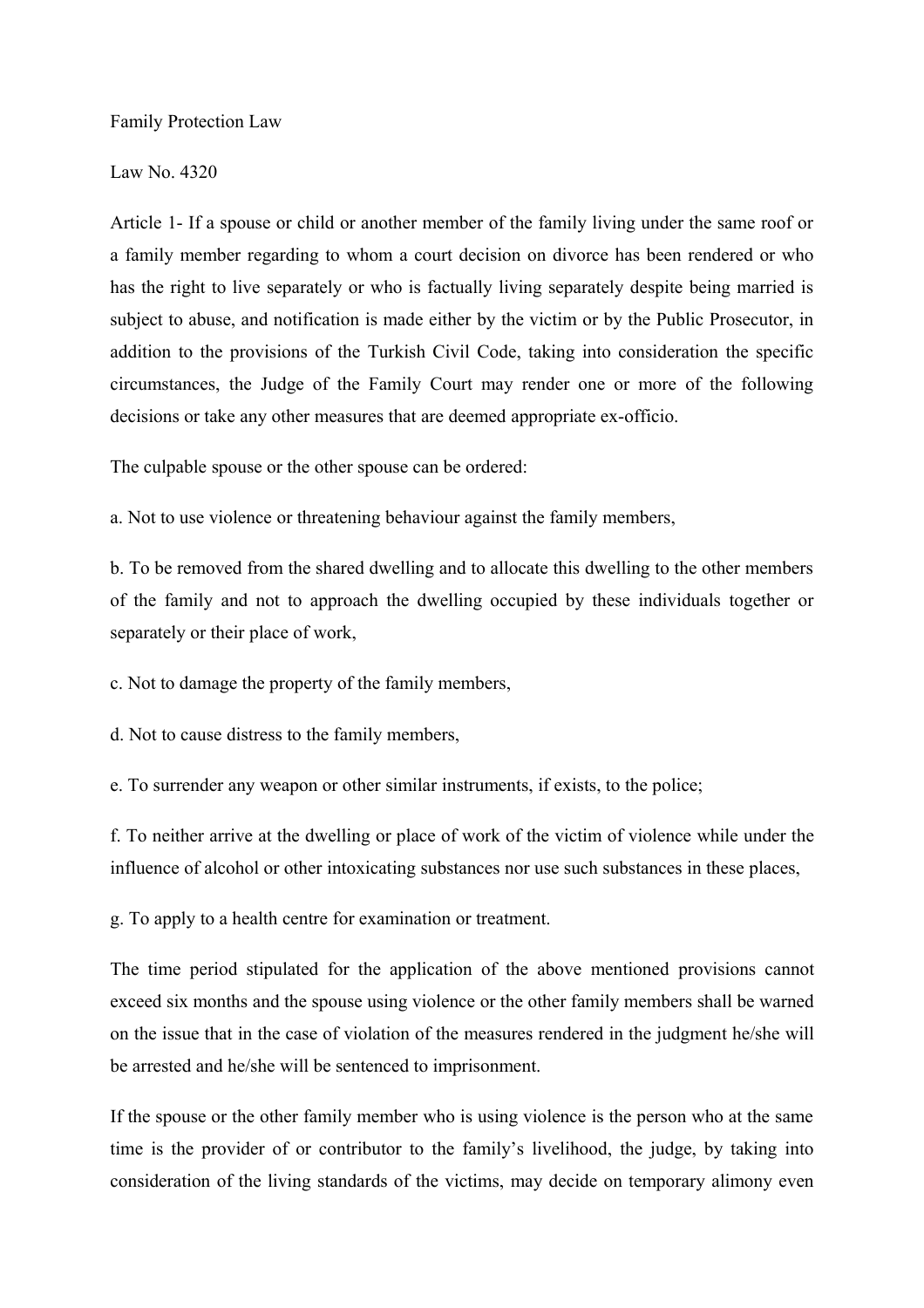# Family Protection Law

Law No. 4320

Article 1- If a spouse or child or another member of the family living under the same roof or a family member regarding to whom a court decision on divorce has been rendered or who has the right to live separately or who is factually living separately despite being married is subject to abuse, and notification is made either by the victim or by the Public Prosecutor, in addition to the provisions of the Turkish Civil Code, taking into consideration the specific circumstances, the Judge of the Family Court may render one or more of the following decisions or take any other measures that are deemed appropriate ex-officio.

The culpable spouse or the other spouse can be ordered:

a. Not to use violence or threatening behaviour against the family members,

b. To be removed from the shared dwelling and to allocate this dwelling to the other members of the family and not to approach the dwelling occupied by these individuals together or separately or their place of work,

c. Not to damage the property of the family members,

d. Not to cause distress to the family members,

e. To surrender any weapon or other similar instruments, if exists, to the police;

f. To neither arrive at the dwelling or place of work of the victim of violence while under the influence of alcohol or other intoxicating substances nor use such substances in these places,

g. To apply to a health centre for examination or treatment.

The time period stipulated for the application of the above mentioned provisions cannot exceed six months and the spouse using violence or the other family members shall be warned on the issue that in the case of violation of the measures rendered in the judgment he/she will be arrested and he/she will be sentenced to imprisonment.

If the spouse or the other family member who is using violence is the person who at the same time is the provider of or contributor to the family's livelihood, the judge, by taking into consideration of the living standards of the victims, may decide on temporary alimony even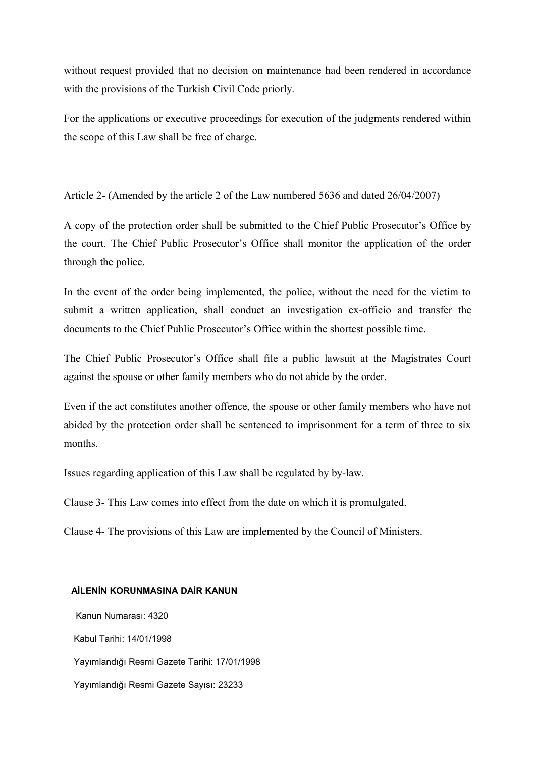without request provided that no decision on maintenance had been rendered in accordance with the provisions of the Turkish Civil Code priorly.

For the applications or executive proceedings for execution of the judgments rendered within the scope of this Law shall be free of charge.

Article 2- (Amended by the article 2 of the Law numbered 5636 and dated 26/04/2007)

A copy of the protection order shall be submitted to the Chief Public Prosecutor's Office by the court. The Chief Public Prosecutor's Office shall monitor the application of the order through the police.

In the event of the order being implemented, the police, without the need for the victim to submit a written application, shall conduct an investigation ex-officio and transfer the documents to the Chief Public Prosecutor's Office within the shortest possible time.

The Chief Public Prosecutor's Office shall file a public lawsuit at the Magistrates Court against the spouse or other family members who do not abide by the order.

Even if the act constitutes another offence, the spouse or other family members who have not abided by the protection order shall be sentenced to imprisonment for a term of three to six months.

Issues regarding application of this Law shall be regulated by by-law.

Clause 3- This Law comes into effect from the date on which it is promulgated.

Clause 4- The provisions of this Law are implemented by the Council of Ministers.

**AİLENİN KORUNMASINA DAİR KANUN**

Kanun Numarası: 4320

Kabul Tarihi: 14/01/1998

Yayımlandığı Resmi Gazete Tarihi: 17/01/1998

Yayımlandığı Resmi Gazete Sayısı: 23233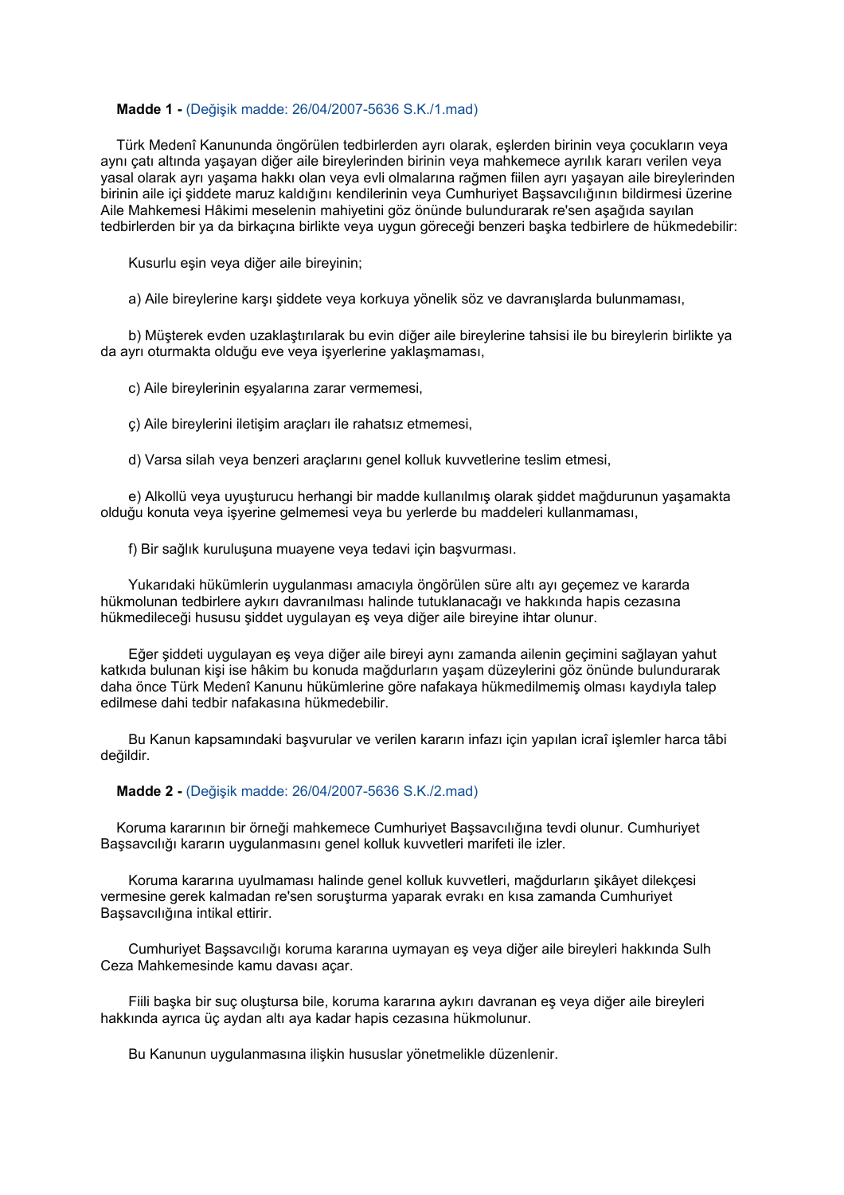**Madde 1 -** (Değişik madde: 26/04/2007-5636 S.K./1.mad)

Türk Medenî Kanununda öngörülen tedbirlerden ayrı olarak, eşlerden birinin veya çocukların veya aynı çatı altında yaşayan diğer aile bireylerinden birinin veya mahkemece ayrılık kararı verilen veya yasal olarak ayrı yaşama hakkı olan veya evli olmalarına rağmen fiilen ayrı yaşayan aile bireylerinden birinin aile içi şiddete maruz kaldığını kendilerinin veya Cumhuriyet Başsavcılığının bildirmesi üzerine Aile Mahkemesi Hâkimi meselenin mahiyetini göz önünde bulundurarak re'sen aşağıda sayılan tedbirlerden bir ya da birkaçına birlikte veya uygun göreceği benzeri başka tedbirlere de hükmedebilir:

Kusurlu eşin veya diğer aile bireyinin;

a) Aile bireylerine karşı şiddete veya korkuya yönelik söz ve davranışlarda bulunmaması,

b) Müşterek evden uzaklaştırılarak bu evin diğer aile bireylerine tahsisi ile bu bireylerin birlikte ya da ayrı oturmakta olduğu eve veya işyerlerine yaklaşmaması,

c) Aile bireylerinin eşyalarına zarar vermemesi,

ç) Aile bireylerini iletişim araçları ile rahatsız etmemesi,

d) Varsa silah veya benzeri araçlarını genel kolluk kuvvetlerine teslim etmesi,

e) Alkollü veya uyuşturucu herhangi bir madde kullanılmış olarak şiddet mağdurunun yaşamakta olduğu konuta veya işyerine gelmemesi veya bu yerlerde bu maddeleri kullanmaması,

f) Bir sağlık kuruluşuna muayene veya tedavi için başvurması.

Yukarıdaki hükümlerin uygulanması amacıyla öngörülen süre altı ayı geçemez ve kararda hükmolunan tedbirlere aykırı davranılması halinde tutuklanacağı ve hakkında hapis cezasına hükmedileceği hususu şiddet uygulayan eş veya diğer aile bireyine ihtar olunur.

Eğer şiddeti uygulayan eş veya diğer aile bireyi aynı zamanda ailenin geçimini sağlayan yahut katkıda bulunan kişi ise hâkim bu konuda mağdurların yaşam düzeylerini göz önünde bulundurarak daha önce Türk Medenî Kanunu hükümlerine göre nafakaya hükmedilmemiş olması kaydıyla talep edilmese dahi tedbir nafakasına hükmedebilir.

Bu Kanun kapsamındaki başvurular ve verilen kararın infazı için yapılan icraî işlemler harca tâbi değildir.

**Madde 2 -** (Değişik madde: 26/04/2007-5636 S.K./2.mad)

Koruma kararının bir örneği mahkemece Cumhuriyet Başsavcılığına tevdi olunur. Cumhuriyet Başsavcılığı kararın uygulanmasını genel kolluk kuvvetleri marifeti ile izler.

Koruma kararına uyulmaması halinde genel kolluk kuvvetleri, mağdurların şikâyet dilekçesi vermesine gerek kalmadan re'sen soruşturma yaparak evrakı en kısa zamanda Cumhuriyet Başsavcılığına intikal ettirir.

Cumhuriyet Başsavcılığı koruma kararına uymayan eş veya diğer aile bireyleri hakkında Sulh Ceza Mahkemesinde kamu davası açar.

Fiili başka bir suç oluştursa bile, koruma kararına aykırı davranan eş veya diğer aile bireyleri hakkında ayrıca üç aydan altı aya kadar hapis cezasına hükmolunur.

Bu Kanunun uygulanmasına ilişkin hususlar yönetmelikle düzenlenir.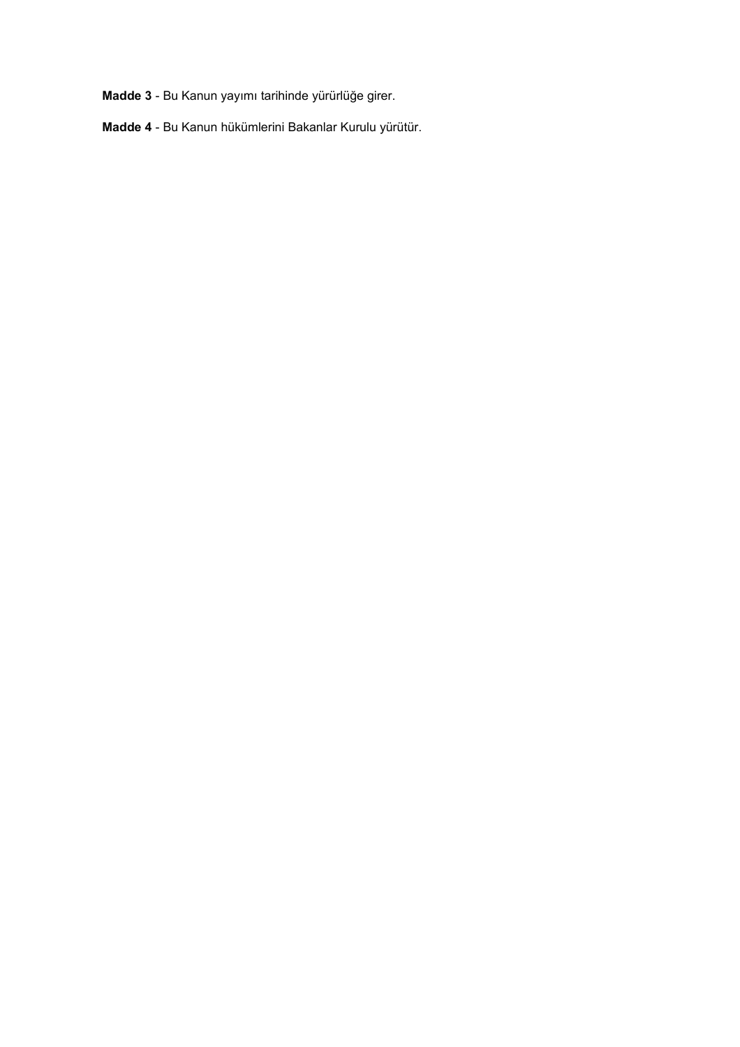**Madde 3** - Bu Kanun yayımı tarihinde yürürlüğe girer.

**Madde 4** - Bu Kanun hükümlerini Bakanlar Kurulu yürütür.